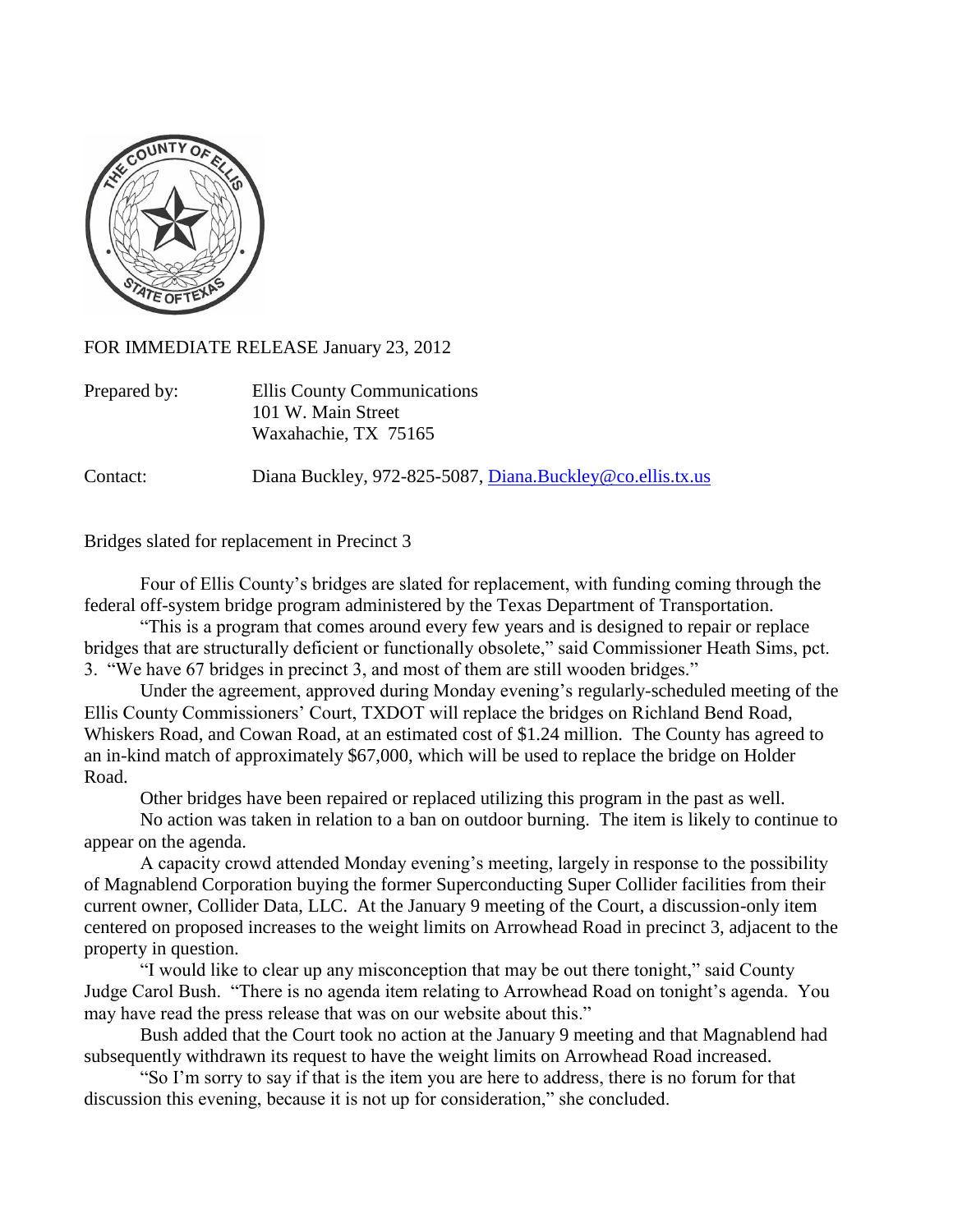FOR IMMEDIATE RELEASE January 23, 2012

Prepared by: Ellis County Communications
101 W. Main Street
Waxahachie, TX 75165

Contact: Diana Buckley, 972-825-5087, Diana.Buckley@co.ellis.tx.us

Bridges slated for replacement in Precinct 3

Four of Ellis County's bridges are slated for replacement, with funding coming through the federal off-system bridge program administered by the Texas Department of Transportation.

"This is a program that comes around every few years and is designed to repair or replace bridges that are structurally deficient or functionally obsolete," said Commissioner Heath Sims, pct. 3. "We have 67 bridges in precinct 3, and most of them are still wooden bridges."

Under the agreement, approved during Monday evening's regularly-scheduled meeting of the Ellis County Commissioners' Court, TXDOT will replace the bridges on Richland Bend Road, Whiskers Road, and Cowan Road, at an estimated cost of $1.24 million. The County has agreed to an in-kind match of approximately $67,000, which will be used to replace the bridge on Holder Road.

Other bridges have been repaired or replaced utilizing this program in the past as well.

No action was taken in relation to a ban on outdoor burning. The item is likely to continue to appear on the agenda.

A capacity crowd attended Monday evening's meeting, largely in response to the possibility of Magnablend Corporation buying the former Superconducting Super Collider facilities from their current owner, Collider Data, LLC. At the January 9 meeting of the Court, a discussion-only item centered on proposed increases to the weight limits on Arrowhead Road in precinct 3, adjacent to the property in question.

"I would like to clear up any misconception that may be out there tonight," said County Judge Carol Bush. "There is no agenda item relating to Arrowhead Road on tonight's agenda. You may have read the press release that was on our website about this."

Bush added that the Court took no action at the January 9 meeting and that Magnablend had subsequently withdrawn its request to have the weight limits on Arrowhead Road increased.

"So I'm sorry to say if that is the item you are here to address, there is no forum for that discussion this evening, because it is not up for consideration," she concluded.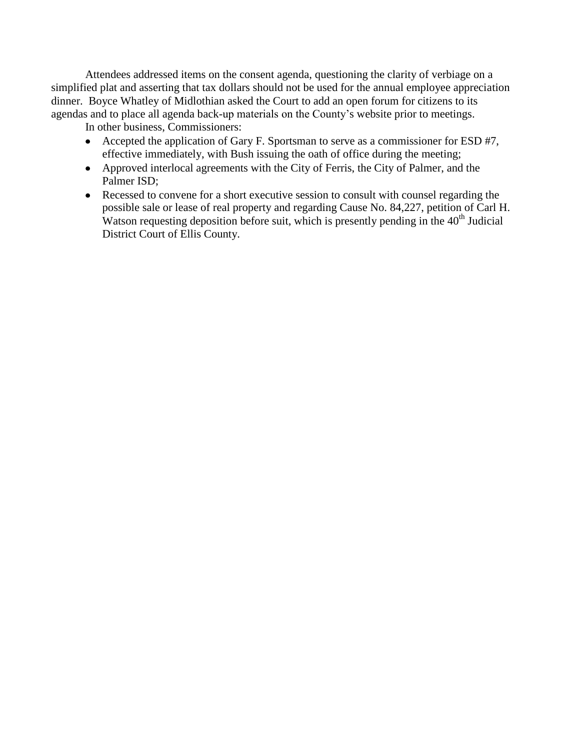Attendees addressed items on the consent agenda, questioning the clarity of verbiage on a simplified plat and asserting that tax dollars should not be used for the annual employee appreciation dinner. Boyce Whatley of Midlothian asked the Court to add an open forum for citizens to its agendas and to place all agenda back-up materials on the County's website prior to meetings.

In other business, Commissioners:

- Accepted the application of Gary F. Sportsman to serve as a commissioner for ESD #7, effective immediately, with Bush issuing the oath of office during the meeting;
- Approved interlocal agreements with the City of Ferris, the City of Palmer, and the Palmer ISD;
- Recessed to convene for a short executive session to consult with counsel regarding the possible sale or lease of real property and regarding Cause No. 84,227, petition of Carl H. Watson requesting deposition before suit, which is presently pending in the 40th Judicial District Court of Ellis County.